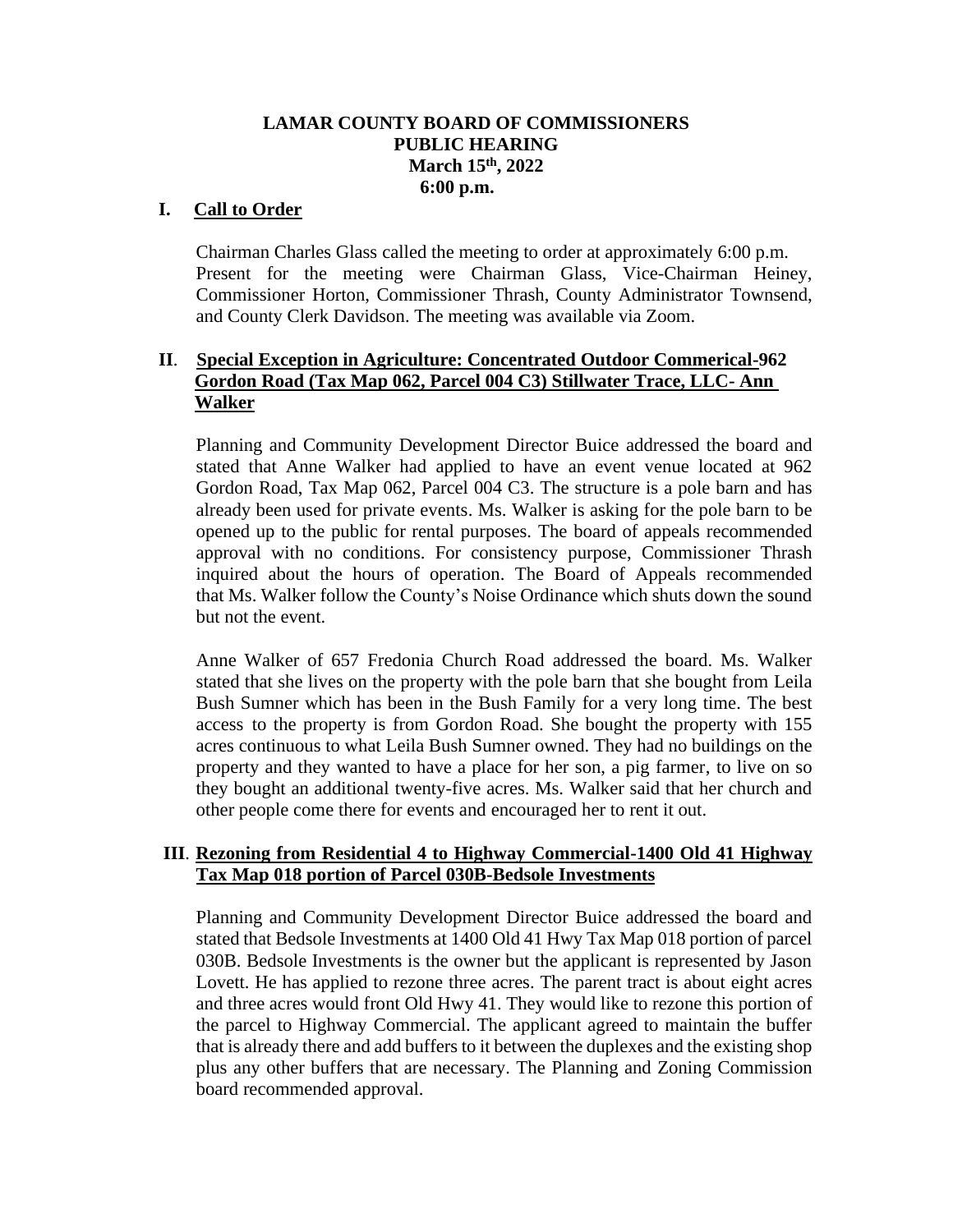**LAMAR COUNTY BOARD OF COMMISSIONERS**
**PUBLIC HEARING**
**March 15th, 2022**
**6:00 p.m.**

## I. Call to Order

Chairman Charles Glass called the meeting to order at approximately 6:00 p.m. Present for the meeting were Chairman Glass, Vice-Chairman Heiney, Commissioner Horton, Commissioner Thrash, County Administrator Townsend, and County Clerk Davidson. The meeting was available via Zoom.

## II. Special Exception in Agriculture: Concentrated Outdoor Commerical-962 Gordon Road (Tax Map 062, Parcel 004 C3) Stillwater Trace, LLC- Ann Walker

Planning and Community Development Director Buice addressed the board and stated that Anne Walker had applied to have an event venue located at 962 Gordon Road, Tax Map 062, Parcel 004 C3. The structure is a pole barn and has already been used for private events. Ms. Walker is asking for the pole barn to be opened up to the public for rental purposes. The board of appeals recommended approval with no conditions. For consistency purpose, Commissioner Thrash inquired about the hours of operation. The Board of Appeals recommended that Ms. Walker follow the County's Noise Ordinance which shuts down the sound but not the event.

Anne Walker of 657 Fredonia Church Road addressed the board. Ms. Walker stated that she lives on the property with the pole barn that she bought from Leila Bush Sumner which has been in the Bush Family for a very long time. The best access to the property is from Gordon Road. She bought the property with 155 acres continuous to what Leila Bush Sumner owned. They had no buildings on the property and they wanted to have a place for her son, a pig farmer, to live on so they bought an additional twenty-five acres. Ms. Walker said that her church and other people come there for events and encouraged her to rent it out.

## III. Rezoning from Residential 4 to Highway Commercial-1400 Old 41 Highway Tax Map 018 portion of Parcel 030B-Bedsole Investments

Planning and Community Development Director Buice addressed the board and stated that Bedsole Investments at 1400 Old 41 Hwy Tax Map 018 portion of parcel 030B. Bedsole Investments is the owner but the applicant is represented by Jason Lovett. He has applied to rezone three acres. The parent tract is about eight acres and three acres would front Old Hwy 41. They would like to rezone this portion of the parcel to Highway Commercial. The applicant agreed to maintain the buffer that is already there and add buffers to it between the duplexes and the existing shop plus any other buffers that are necessary. The Planning and Zoning Commission board recommended approval.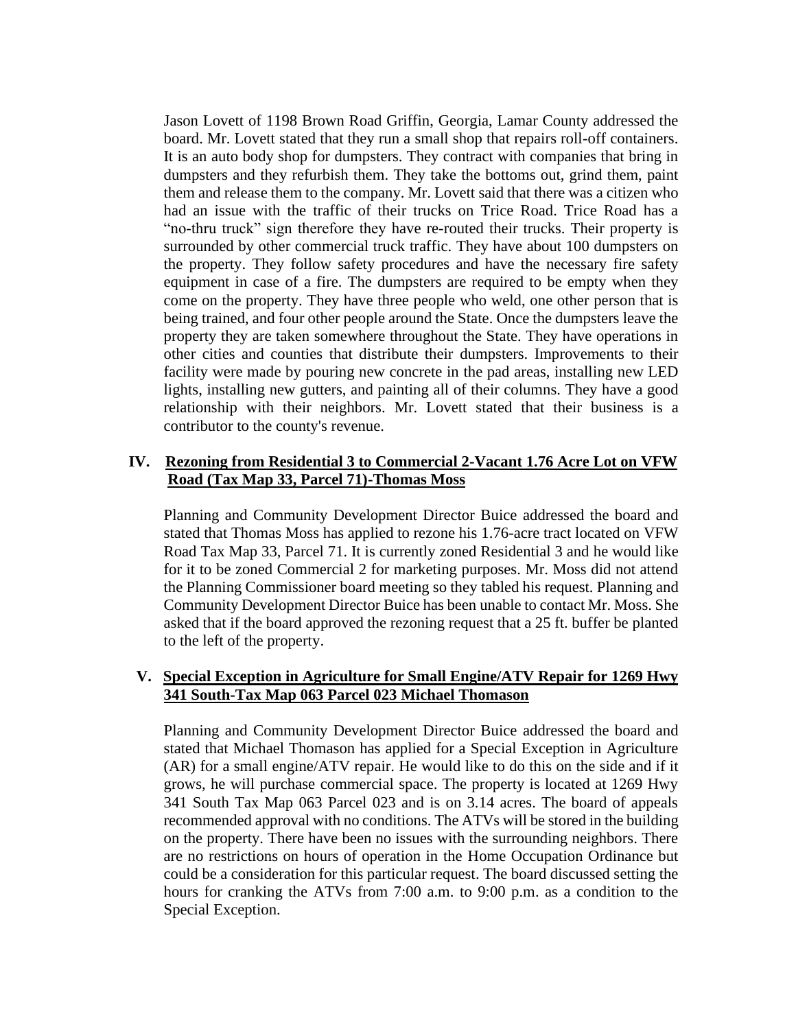Jason Lovett of 1198 Brown Road Griffin, Georgia, Lamar County addressed the board. Mr. Lovett stated that they run a small shop that repairs roll-off containers. It is an auto body shop for dumpsters. They contract with companies that bring in dumpsters and they refurbish them. They take the bottoms out, grind them, paint them and release them to the company. Mr. Lovett said that there was a citizen who had an issue with the traffic of their trucks on Trice Road. Trice Road has a "no-thru truck" sign therefore they have re-routed their trucks. Their property is surrounded by other commercial truck traffic. They have about 100 dumpsters on the property. They follow safety procedures and have the necessary fire safety equipment in case of a fire. The dumpsters are required to be empty when they come on the property. They have three people who weld, one other person that is being trained, and four other people around the State. Once the dumpsters leave the property they are taken somewhere throughout the State. They have operations in other cities and counties that distribute their dumpsters. Improvements to their facility were made by pouring new concrete in the pad areas, installing new LED lights, installing new gutters, and painting all of their columns. They have a good relationship with their neighbors. Mr. Lovett stated that their business is a contributor to the county's revenue.

## IV. Rezoning from Residential 3 to Commercial 2-Vacant 1.76 Acre Lot on VFW Road (Tax Map 33, Parcel 71)-Thomas Moss

Planning and Community Development Director Buice addressed the board and stated that Thomas Moss has applied to rezone his 1.76-acre tract located on VFW Road Tax Map 33, Parcel 71. It is currently zoned Residential 3 and he would like for it to be zoned Commercial 2 for marketing purposes. Mr. Moss did not attend the Planning Commissioner board meeting so they tabled his request. Planning and Community Development Director Buice has been unable to contact Mr. Moss. She asked that if the board approved the rezoning request that a 25 ft. buffer be planted to the left of the property.

## V. Special Exception in Agriculture for Small Engine/ATV Repair for 1269 Hwy 341 South-Tax Map 063 Parcel 023 Michael Thomason

Planning and Community Development Director Buice addressed the board and stated that Michael Thomason has applied for a Special Exception in Agriculture (AR) for a small engine/ATV repair. He would like to do this on the side and if it grows, he will purchase commercial space. The property is located at 1269 Hwy 341 South Tax Map 063 Parcel 023 and is on 3.14 acres. The board of appeals recommended approval with no conditions. The ATVs will be stored in the building on the property. There have been no issues with the surrounding neighbors. There are no restrictions on hours of operation in the Home Occupation Ordinance but could be a consideration for this particular request. The board discussed setting the hours for cranking the ATVs from 7:00 a.m. to 9:00 p.m. as a condition to the Special Exception.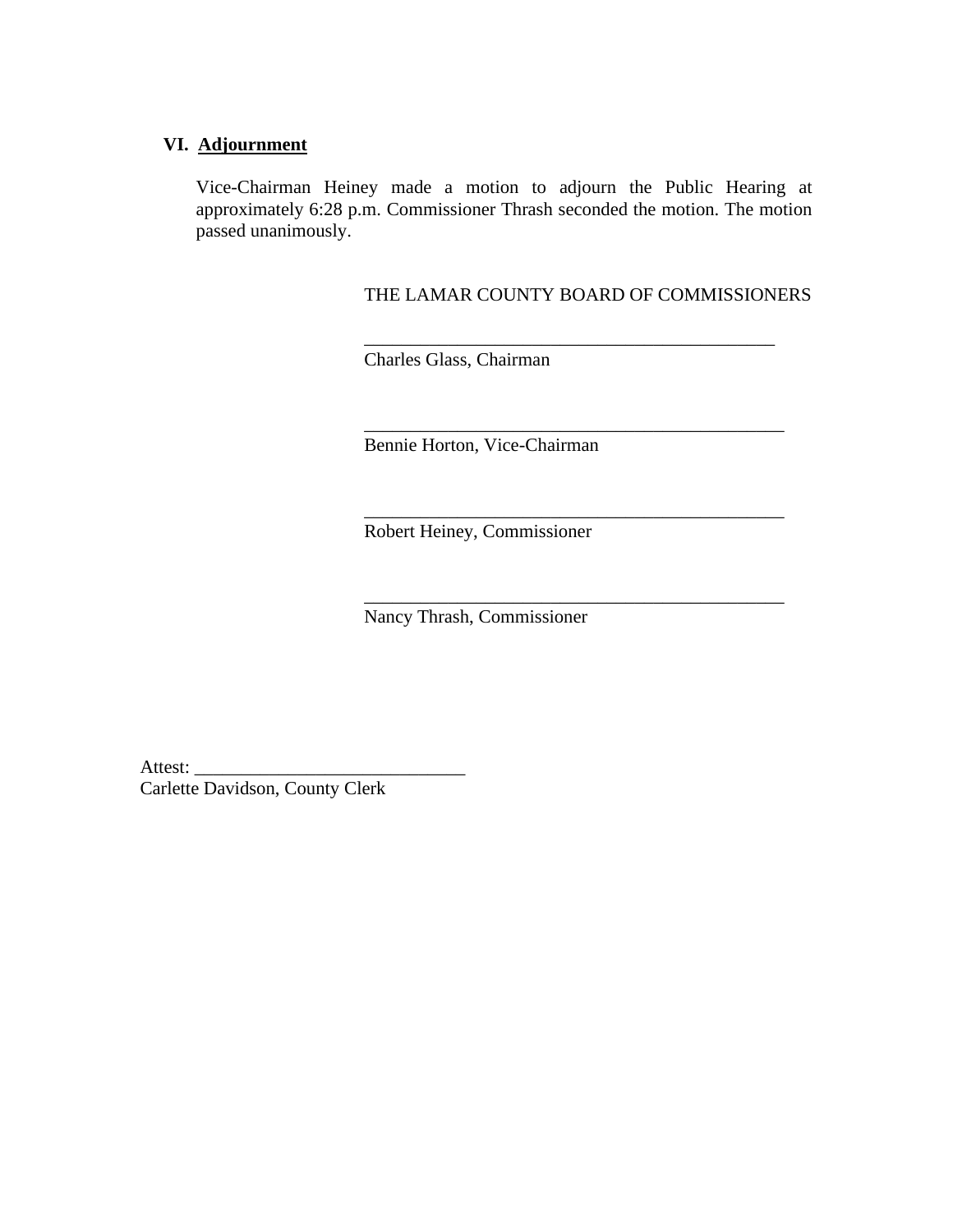## VI. Adjournment

Vice-Chairman Heiney made a motion to adjourn the Public Hearing at approximately 6:28 p.m. Commissioner Thrash seconded the motion. The motion passed unanimously.

THE LAMAR COUNTY BOARD OF COMMISSIONERS

_____________________________________________
Charles Glass, Chairman

_____________________________________________
Bennie Horton, Vice-Chairman

_____________________________________________
Robert Heiney, Commissioner

_____________________________________________
Nancy Thrash, Commissioner

Attest: _____________________________
Carlette Davidson, County Clerk